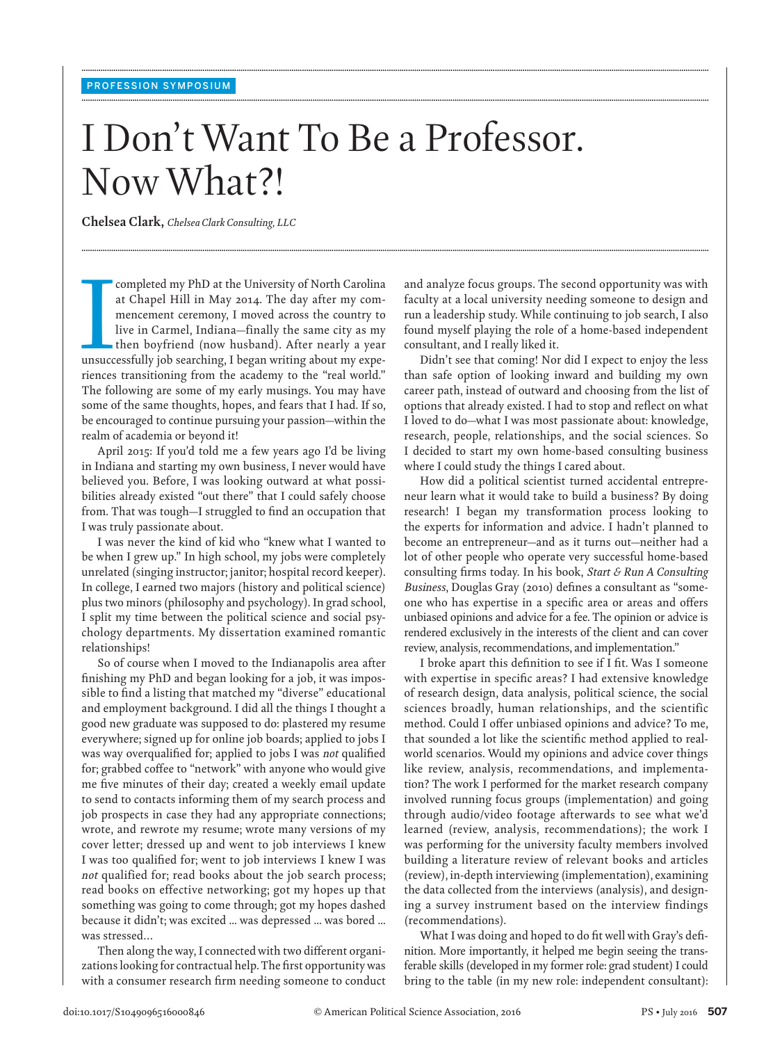PROFESSION SYMPOSIUM

# I Don't Want To Be a Professor. Now What?!

**Chelsea Clark,** *Chelsea Clark Consulting, LLC*

I completed my PhD at the University of North Carolina at Chapel Hill in May 2014. The day after my commencement ceremony, I moved across the country to live in Carmel, Indiana—finally the same city as my then boyfriend (now husband). After nearly a year unsuccessfully job searching, I began writing about my experiences transitioning from the academy to the "real world." The following are some of my early musings. You may have some of the same thoughts, hopes, and fears that I had. If so, be encouraged to continue pursuing your passion—within the realm of academia or beyond it!

April 2015: If you'd told me a few years ago I'd be living in Indiana and starting my own business, I never would have believed you. Before, I was looking outward at what possibilities already existed "out there" that I could safely choose from. That was tough—I struggled to find an occupation that I was truly passionate about.

I was never the kind of kid who "knew what I wanted to be when I grew up." In high school, my jobs were completely unrelated (singing instructor; janitor; hospital record keeper). In college, I earned two majors (history and political science) plus two minors (philosophy and psychology). In grad school, I split my time between the political science and social psychology departments. My dissertation examined romantic relationships!

So of course when I moved to the Indianapolis area after finishing my PhD and began looking for a job, it was impossible to find a listing that matched my "diverse" educational and employment background. I did all the things I thought a good new graduate was supposed to do: plastered my resume everywhere; signed up for online job boards; applied to jobs I was way overqualified for; applied to jobs I was *not* qualified for; grabbed coffee to "network" with anyone who would give me five minutes of their day; created a weekly email update to send to contacts informing them of my search process and job prospects in case they had any appropriate connections; wrote, and rewrote my resume; wrote many versions of my cover letter; dressed up and went to job interviews I knew I was too qualified for; went to job interviews I knew I was *not* qualified for; read books about the job search process; read books on effective networking; got my hopes up that something was going to come through; got my hopes dashed because it didn't; was excited … was depressed … was bored … was stressed…

Then along the way, I connected with two different organizations looking for contractual help. The first opportunity was with a consumer research firm needing someone to conduct and analyze focus groups. The second opportunity was with faculty at a local university needing someone to design and run a leadership study. While continuing to job search, I also found myself playing the role of a home-based independent consultant, and I really liked it.

Didn't see that coming! Nor did I expect to enjoy the less than safe option of looking inward and building my own career path, instead of outward and choosing from the list of options that already existed. I had to stop and reflect on what I loved to do—what I was most passionate about: knowledge, research, people, relationships, and the social sciences. So I decided to start my own home-based consulting business where I could study the things I cared about.

How did a political scientist turned accidental entrepreneur learn what it would take to build a business? By doing research! I began my transformation process looking to the experts for information and advice. I hadn't planned to become an entrepreneur—and as it turns out—neither had a lot of other people who operate very successful home-based consulting firms today. In his book, *Start & Run A Consulting Business*, Douglas Gray (2010) defines a consultant as "someone who has expertise in a specific area or areas and offers unbiased opinions and advice for a fee. The opinion or advice is rendered exclusively in the interests of the client and can cover review, analysis, recommendations, and implementation."

I broke apart this definition to see if I fit. Was I someone with expertise in specific areas? I had extensive knowledge of research design, data analysis, political science, the social sciences broadly, human relationships, and the scientific method. Could I offer unbiased opinions and advice? To me, that sounded a lot like the scientific method applied to real-world scenarios. Would my opinions and advice cover things like review, analysis, recommendations, and implementation? The work I performed for the market research company involved running focus groups (implementation) and going through audio/video footage afterwards to see what we'd learned (review, analysis, recommendations); the work I was performing for the university faculty members involved building a literature review of relevant books and articles (review), in-depth interviewing (implementation), examining the data collected from the interviews (analysis), and designing a survey instrument based on the interview findings (recommendations).

What I was doing and hoped to do fit well with Gray's definition. More importantly, it helped me begin seeing the transferable skills (developed in my former role: grad student) I could bring to the table (in my new role: independent consultant):

doi:10.1017/S1049096516000846 © American Political Science Association, 2016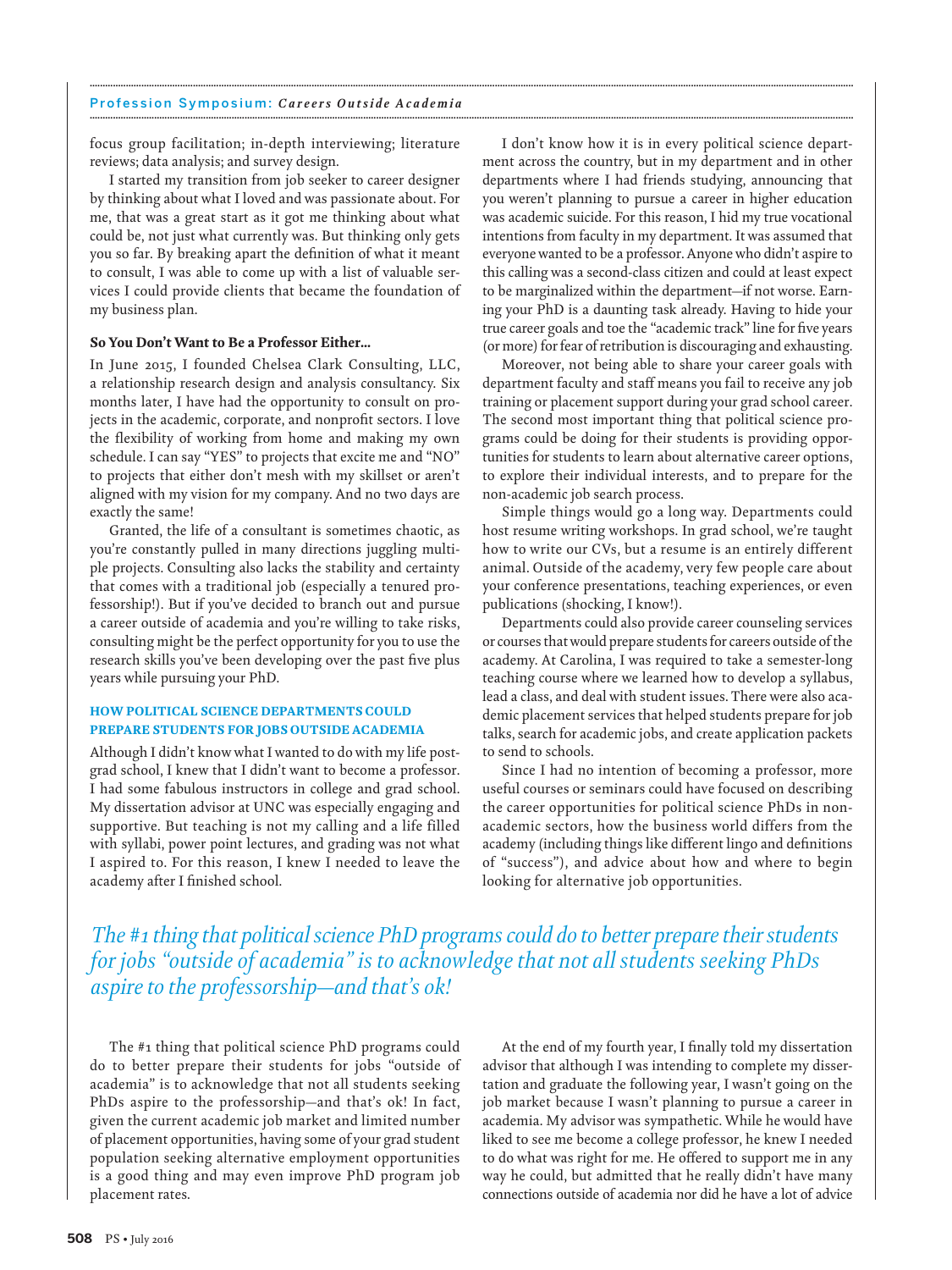focus group facilitation; in-depth interviewing; literature reviews; data analysis; and survey design.

I started my transition from job seeker to career designer by thinking about what I loved and was passionate about. For me, that was a great start as it got me thinking about what could be, not just what currently was. But thinking only gets you so far. By breaking apart the definition of what it meant to consult, I was able to come up with a list of valuable services I could provide clients that became the foundation of my business plan.

### So You Don't Want to Be a Professor Either...

In June 2015, I founded Chelsea Clark Consulting, LLC, a relationship research design and analysis consultancy. Six months later, I have had the opportunity to consult on projects in the academic, corporate, and nonprofit sectors. I love the flexibility of working from home and making my own schedule. I can say "YES" to projects that excite me and "NO" to projects that either don't mesh with my skillset or aren't aligned with my vision for my company. And no two days are exactly the same!

Granted, the life of a consultant is sometimes chaotic, as you're constantly pulled in many directions juggling multiple projects. Consulting also lacks the stability and certainty that comes with a traditional job (especially a tenured professorship!). But if you've decided to branch out and pursue a career outside of academia and you're willing to take risks, consulting might be the perfect opportunity for you to use the research skills you've been developing over the past five plus years while pursuing your PhD.

## HOW POLITICAL SCIENCE DEPARTMENTS COULD PREPARE STUDENTS FOR JOBS OUTSIDE ACADEMIA

Although I didn't know what I wanted to do with my life post-grad school, I knew that I didn't want to become a professor. I had some fabulous instructors in college and grad school. My dissertation advisor at UNC was especially engaging and supportive. But teaching is not my calling and a life filled with syllabi, power point lectures, and grading was not what I aspired to. For this reason, I knew I needed to leave the academy after I finished school.

I don't know how it is in every political science department across the country, but in my department and in other departments where I had friends studying, announcing that you weren't planning to pursue a career in higher education was academic suicide. For this reason, I hid my true vocational intentions from faculty in my department. It was assumed that everyone wanted to be a professor. Anyone who didn't aspire to this calling was a second-class citizen and could at least expect to be marginalized within the department—if not worse. Earning your PhD is a daunting task already. Having to hide your true career goals and toe the "academic track" line for five years (or more) for fear of retribution is discouraging and exhausting.

Moreover, not being able to share your career goals with department faculty and staff means you fail to receive any job training or placement support during your grad school career. The second most important thing that political science programs could be doing for their students is providing opportunities for students to learn about alternative career options, to explore their individual interests, and to prepare for the non-academic job search process.

Simple things would go a long way. Departments could host resume writing workshops. In grad school, we're taught how to write our CVs, but a resume is an entirely different animal. Outside of the academy, very few people care about your conference presentations, teaching experiences, or even publications (shocking, I know!).

Departments could also provide career counseling services or courses that would prepare students for careers outside of the academy. At Carolina, I was required to take a semester-long teaching course where we learned how to develop a syllabus, lead a class, and deal with student issues. There were also academic placement services that helped students prepare for job talks, search for academic jobs, and create application packets to send to schools.

Since I had no intention of becoming a professor, more useful courses or seminars could have focused on describing the career opportunities for political science PhDs in non-academic sectors, how the business world differs from the academy (including things like different lingo and definitions of "success"), and advice about how and where to begin looking for alternative job opportunities.

*The #1 thing that political science PhD programs could do to better prepare their students for jobs "outside of academia" is to acknowledge that not all students seeking PhDs aspire to the professorship—and that's ok!*

The #1 thing that political science PhD programs could do to better prepare their students for jobs "outside of academia" is to acknowledge that not all students seeking PhDs aspire to the professorship—and that's ok! In fact, given the current academic job market and limited number of placement opportunities, having some of your grad student population seeking alternative employment opportunities is a good thing and may even improve PhD program job placement rates.

At the end of my fourth year, I finally told my dissertation advisor that although I was intending to complete my dissertation and graduate the following year, I wasn't going on the job market because I wasn't planning to pursue a career in academia. My advisor was sympathetic. While he would have liked to see me become a college professor, he knew I needed to do what was right for me. He offered to support me in any way he could, but admitted that he really didn't have many connections outside of academia nor did he have a lot of advice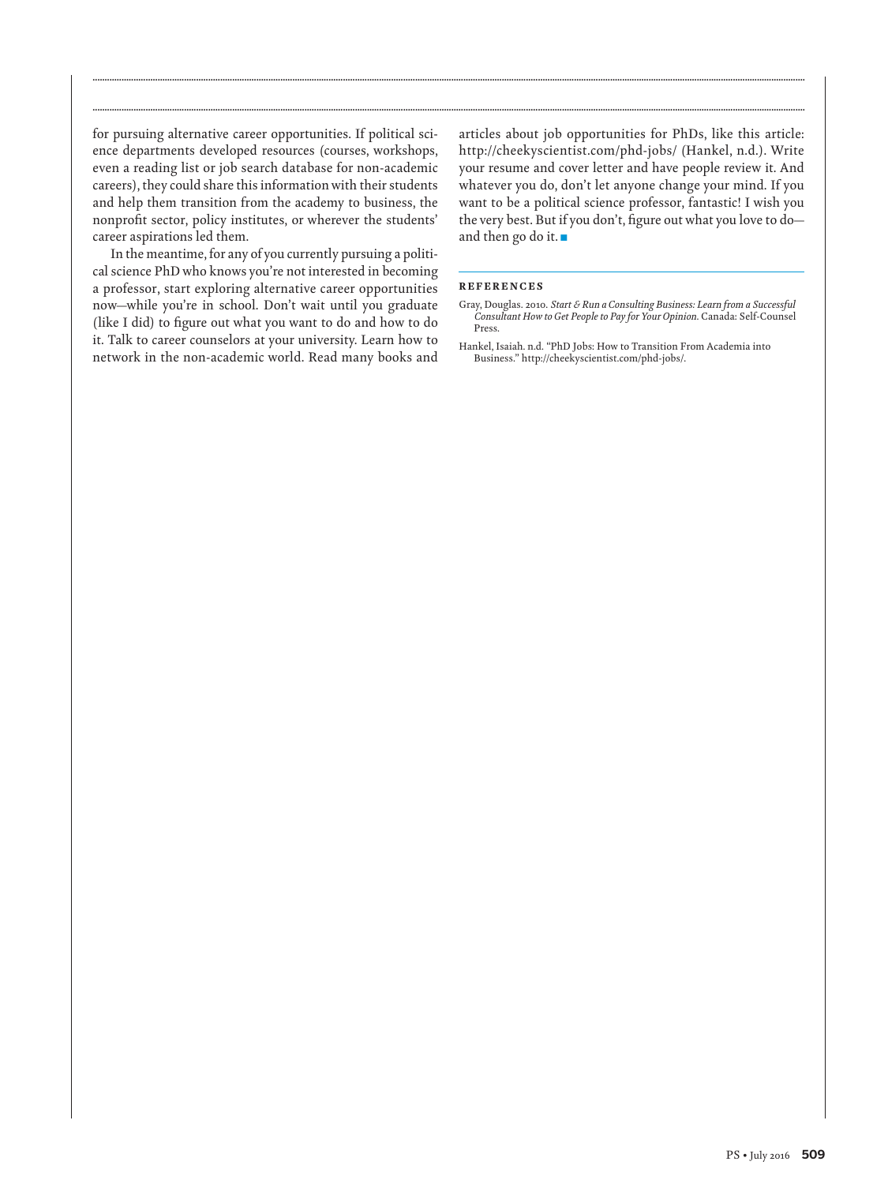for pursuing alternative career opportunities. If political science departments developed resources (courses, workshops, even a reading list or job search database for non-academic careers), they could share this information with their students and help them transition from the academy to business, the nonprofit sector, policy institutes, or wherever the students' career aspirations led them.

In the meantime, for any of you currently pursuing a political science PhD who knows you're not interested in becoming a professor, start exploring alternative career opportunities now—while you're in school. Don't wait until you graduate (like I did) to figure out what you want to do and how to do it. Talk to career counselors at your university. Learn how to network in the non-academic world. Read many books and articles about job opportunities for PhDs, like this article: http://cheekyscientist.com/phd-jobs/ (Hankel, n.d.). Write your resume and cover letter and have people review it. And whatever you do, don't let anyone change your mind. If you want to be a political science professor, fantastic! I wish you the very best. But if you don't, figure out what you love to do—and then go do it. ■

## REFERENCES

Gray, Douglas. 2010. *Start & Run a Consulting Business: Learn from a Successful Consultant How to Get People to Pay for Your Opinion*. Canada: Self-Counsel Press.

Hankel, Isaiah. n.d. "PhD Jobs: How to Transition From Academia into Business." http://cheekyscientist.com/phd-jobs/.